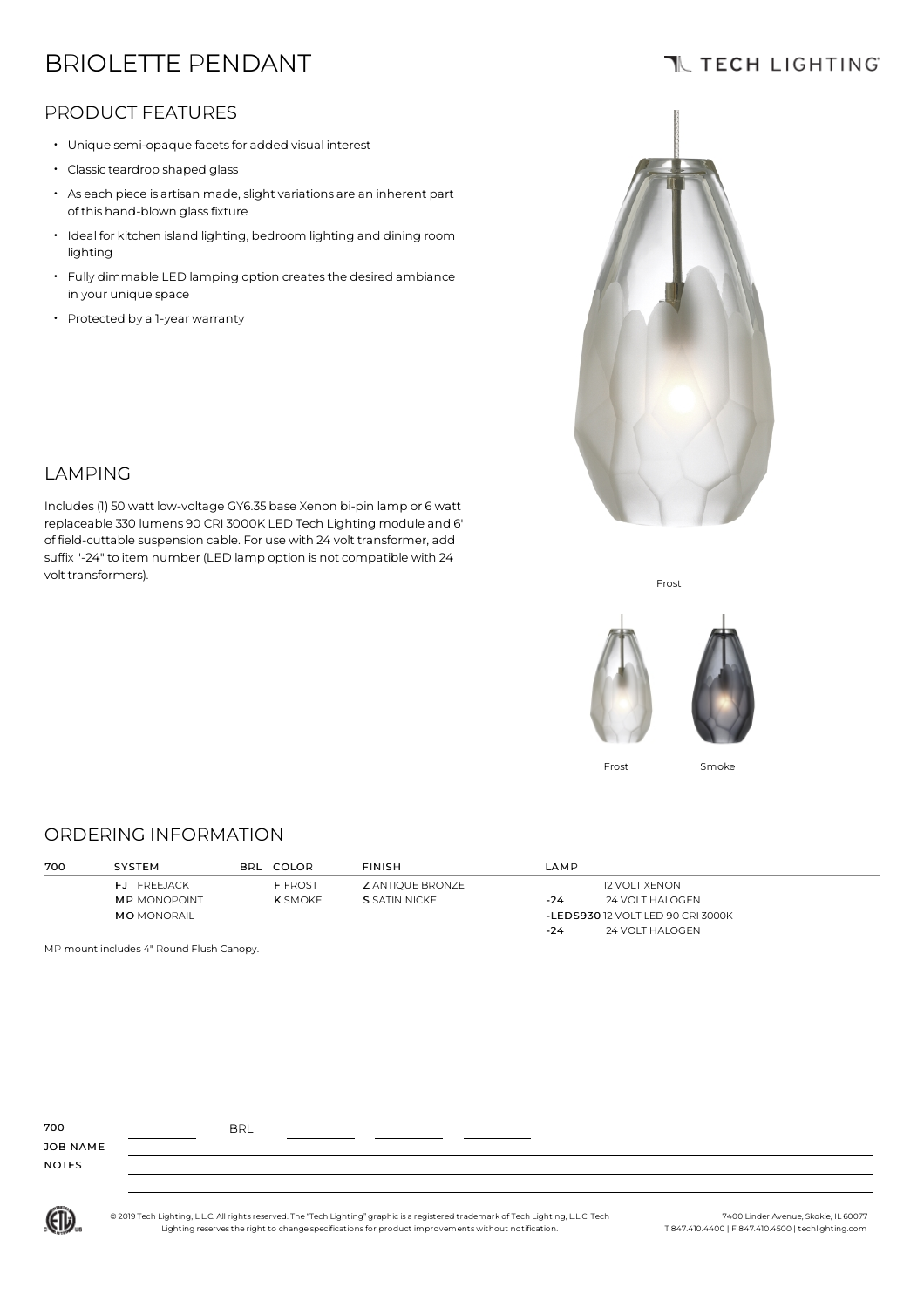# BRIOLETTE PENDANT

TECH LIGHTING

## PRODUCT FEATURES

- Unique semi-opaque facets for added visual interest
- Classic teardrop shaped glass
- As each piece is artisan made, slight variations are an inherent part of this hand-blown glass fixture
- Ideal for kitchen island lighting, bedroom lighting and dining room lighting
- Fully dimmable LED lamping option creates the desired ambiance in your unique space
- Protected by a 1-year warranty

## LAMPING

Includes (1) 50 watt low-voltage GY6.35 base Xenon bi-pin lamp or 6 watt replaceable 330 lumens 90 CRI 3000K LED Tech Lighting module and 6' of field-cuttable suspension cable. For use with 24 volt transformer, add suffix "-24" to item number (LED lamp option is not compatible with 24 volt transformers).

Frost

Frost Smoke

## ORDERING INFORMATION

| 700 | SYSTEM | BRL | COLOR | FINISH | LAMP | |
|---|---|---|---|---|---|---|
| | **FJ** FREEJACK | | **F** FROST | **Z** ANTIQUE BRONZE | | 12 VOLT XENON |
| | **M**P MONOPOINT | | **K** SMOKE | **S** SATIN NICKEL | **-24** | 24 VOLT HALOGEN |
| | **MO** MONORAIL | | | | **-LEDS930** | 12 VOLT LED 90 CRI 3000K |
| | | | | | **-24** | 24 VOLT HALOGEN |

MP mount includes 4" Round Flush Canopy.

700 ________ BRL ________ ________ ________

JOB NAME

NOTES

© 2019 Tech Lighting, L.L.C. All rights reserved. The "Tech Lighting" graphic is a registered trademark of Tech Lighting, L.L.C. Tech Lighting reserves the right to change specifications for product improvements without notification.

7400 Linder Avenue, Skokie, IL 60077
T 847.410.4400 | F 847.410.4500 | techlighting.com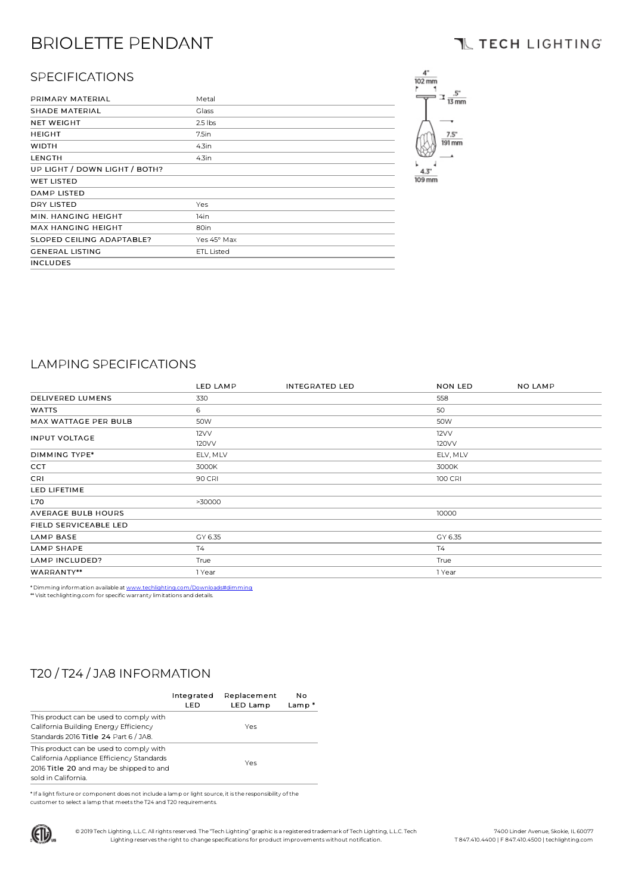# BRIOLETTE PENDANT

TECH LIGHTING

## SPECIFICATIONS

| | |
|---|---|
| PRIMARY MATERIAL | Metal |
| SHADE MATERIAL | Glass |
| NET WEIGHT | 2.5 lbs |
| HEIGHT | 7.5in |
| WIDTH | 4.3in |
| LENGTH | 4.3in |
| UP LIGHT / DOWN LIGHT / BOTH? | |
| WET LISTED | |
| DAMP LISTED | |
| DRY LISTED | Yes |
| MIN. HANGING HEIGHT | 14in |
| MAX HANGING HEIGHT | 80in |
| SLOPED CEILING ADAPTABLE? | Yes 45° Max |
| GENERAL LISTING | ETL Listed |
| INCLUDES | |

4"
102 mm
.5"
13 mm
7.5"
191 mm
4.3"
109 mm

## LAMPING SPECIFICATIONS

| | LED LAMP | INTEGRATED LED | NON LED | NO LAMP |
|---|---|---|---|---|
| DELIVERED LUMENS | 330 | | 558 | |
| WATTS | 6 | | 50 | |
| MAX WATTAGE PER BULB | 50W | | 50W | |
| INPUT VOLTAGE | 12VV<br>120VV | | 12VV<br>120VV | |
| DIMMING TYPE* | ELV, MLV | | ELV, MLV | |
| CCT | 3000K | | 3000K | |
| CRI | 90 CRI | | 100 CRI | |
| LED LIFETIME | | | | |
| L70 | >30000 | | | |
| AVERAGE BULB HOURS | | | 10000 | |
| FIELD SERVICEABLE LED | | | | |
| LAMP BASE | GY 6.35 | | GY 6.35 | |
| LAMP SHAPE | T4 | | T4 | |
| LAMP INCLUDED? | True | | True | |
| WARRANTY** | 1 Year | | 1 Year | |

* Dimming information available at www.techlighting.com/Downloads#dimming
** Visit techlighting.com for specific warranty limitations and details.

## T20 / T24 / JA8 INFORMATION

| | Integrated LED | Replacement LED Lamp | No Lamp * |
|---|---|---|---|
| This product can be used to comply with California Building Energy Efficiency Standards 2016 **Title 24** Part 6 / JA8. | | Yes | |
| This product can be used to comply with California Appliance Efficiency Standards 2016 **Title 20** and may be shipped to and sold in California. | | Yes | |

* If a light fixture or component does not include a lamp or light source, it is the responsibility of the customer to select a lamp that meets the T24 and T20 requirements.

© 2019 Tech Lighting, L.L.C. All rights reserved. The "Tech Lighting" graphic is a registered trademark of Tech Lighting, L.L.C. Tech Lighting reserves the right to change specifications for product improvements without notification.

7400 Linder Avenue, Skokie, IL 60077
T 847.410.4400 | F 847.410.4500 | techlighting.com